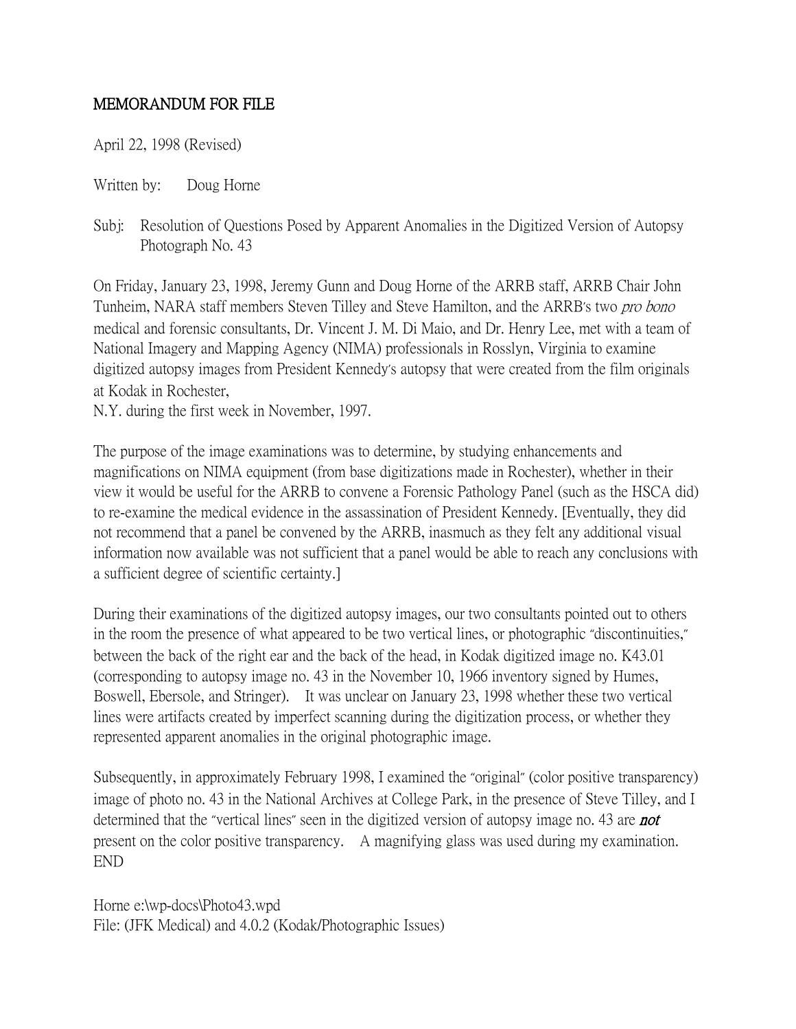# MEMORANDUM FOR FILE

April 22, 1998 (Revised)

Written by: Doug Horne

Subj: Resolution of Questions Posed by Apparent Anomalies in the Digitized Version of Autopsy Photograph No. 43

On Friday, January 23, 1998, Jeremy Gunn and Doug Horne of the ARRB staff, ARRB Chair John Tunheim, NARA staff members Steven Tilley and Steve Hamilton, and the ARRB's two *pro bono* medical and forensic consultants, Dr. Vincent J. M. Di Maio, and Dr. Henry Lee, met with a team of National Imagery and Mapping Agency (NIMA) professionals in Rosslyn, Virginia to examine digitized autopsy images from President Kennedy's autopsy that were created from the film originals at Kodak in Rochester,
N.Y. during the first week in November, 1997.

The purpose of the image examinations was to determine, by studying enhancements and magnifications on NIMA equipment (from base digitizations made in Rochester), whether in their view it would be useful for the ARRB to convene a Forensic Pathology Panel (such as the HSCA did) to re-examine the medical evidence in the assassination of President Kennedy. [Eventually, they did not recommend that a panel be convened by the ARRB, inasmuch as they felt any additional visual information now available was not sufficient that a panel would be able to reach any conclusions with a sufficient degree of scientific certainty.]

During their examinations of the digitized autopsy images, our two consultants pointed out to others in the room the presence of what appeared to be two vertical lines, or photographic "discontinuities," between the back of the right ear and the back of the head, in Kodak digitized image no. K43.01 (corresponding to autopsy image no. 43 in the November 10, 1966 inventory signed by Humes, Boswell, Ebersole, and Stringer). It was unclear on January 23, 1998 whether these two vertical lines were artifacts created by imperfect scanning during the digitization process, or whether they represented apparent anomalies in the original photographic image.

Subsequently, in approximately February 1998, I examined the "original" (color positive transparency) image of photo no. 43 in the National Archives at College Park, in the presence of Steve Tilley, and I determined that the "vertical lines" seen in the digitized version of autopsy image no. 43 are ***not*** present on the color positive transparency. A magnifying glass was used during my examination.
END

Horne e:\wp-docs\Photo43.wpd
File: (JFK Medical) and 4.0.2 (Kodak/Photographic Issues)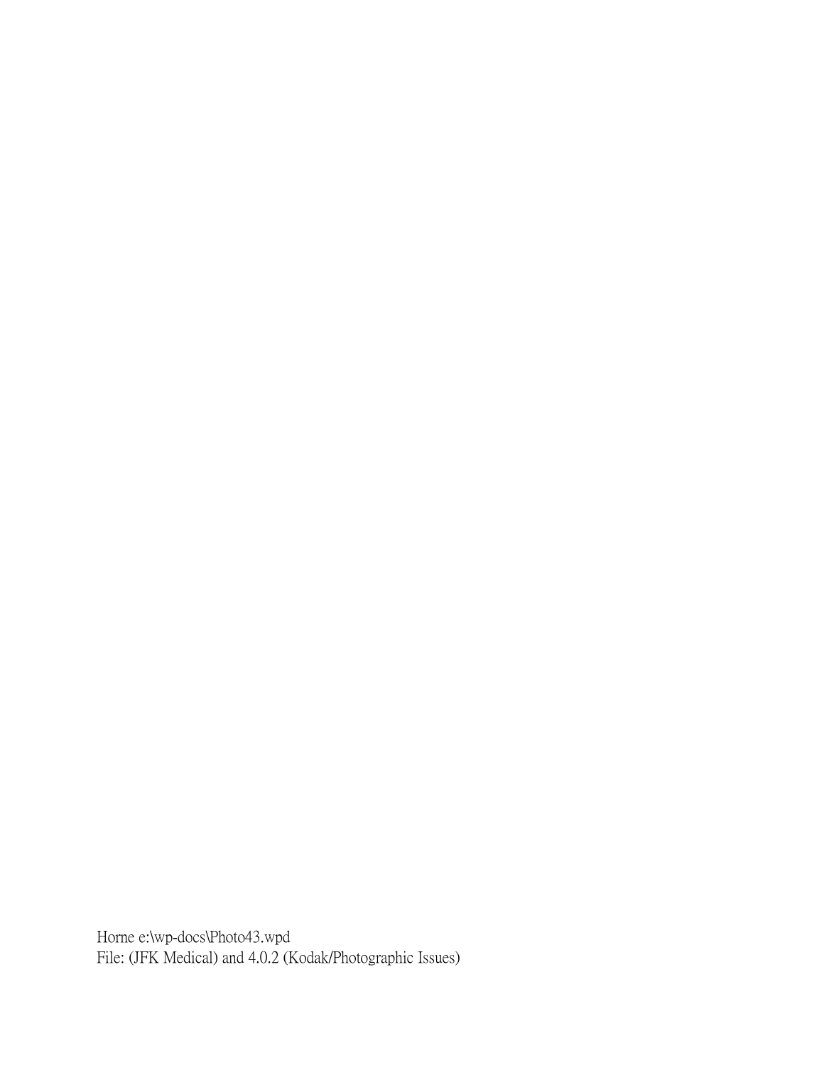Horne e:\wp-docs\Photo43.wpd
File: (JFK Medical) and 4.0.2 (Kodak/Photographic Issues)